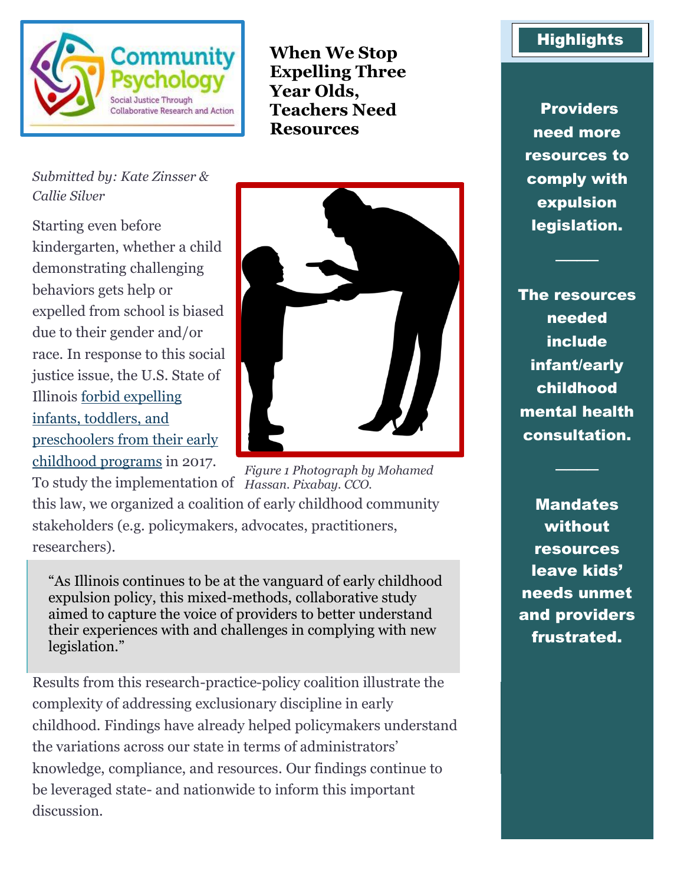Community Psychology
Social Justice Through Collaborative Research and Action

# When We Stop Expelling Three Year Olds, Teachers Need Resources

*Submitted by: Kate Zinsser & Callie Silver*

Starting even before kindergarten, whether a child demonstrating challenging behaviors gets help or expelled from school is biased due to their gender and/or race. In response to this social justice issue, the U.S. State of Illinois forbid expelling infants, toddlers, and preschoolers from their early childhood programs in 2017. To study the implementation of this law, we organized a coalition of early childhood community stakeholders (e.g. policymakers, advocates, practitioners, researchers).

*Figure 1 Photograph by Mohamed Hassan. Pixabay. CCO.*

> "As Illinois continues to be at the vanguard of early childhood expulsion policy, this mixed-methods, collaborative study aimed to capture the voice of providers to better understand their experiences with and challenges in complying with new legislation."

Results from this research-practice-policy coalition illustrate the complexity of addressing exclusionary discipline in early childhood. Findings have already helped policymakers understand the variations across our state in terms of administrators' knowledge, compliance, and resources. Our findings continue to be leveraged state- and nationwide to inform this important discussion.

## Highlights

**Providers need more resources to comply with expulsion legislation.**

**The resources needed include infant/early childhood mental health consultation.**

**Mandates without resources leave kids' needs unmet and providers frustrated.**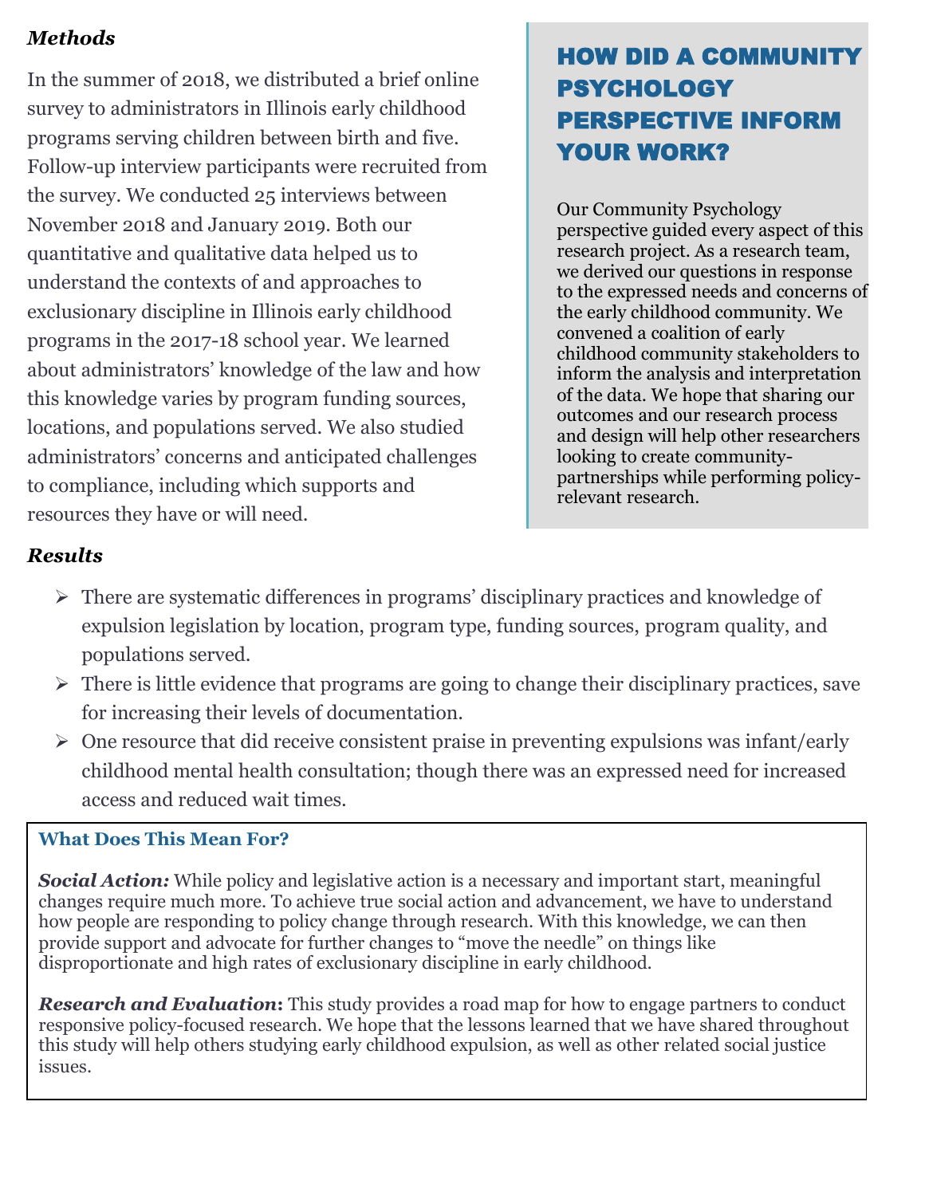### *Methods*

In the summer of 2018, we distributed a brief online survey to administrators in Illinois early childhood programs serving children between birth and five. Follow-up interview participants were recruited from the survey. We conducted 25 interviews between November 2018 and January 2019. Both our quantitative and qualitative data helped us to understand the contexts of and approaches to exclusionary discipline in Illinois early childhood programs in the 2017-18 school year. We learned about administrators' knowledge of the law and how this knowledge varies by program funding sources, locations, and populations served. We also studied administrators' concerns and anticipated challenges to compliance, including which supports and resources they have or will need.

## HOW DID A COMMUNITY PSYCHOLOGY PERSPECTIVE INFORM YOUR WORK?

Our Community Psychology perspective guided every aspect of this research project. As a research team, we derived our questions in response to the expressed needs and concerns of the early childhood community. We convened a coalition of early childhood community stakeholders to inform the analysis and interpretation of the data. We hope that sharing our outcomes and our research process and design will help other researchers looking to create community-partnerships while performing policy-relevant research.

### *Results*

- There are systematic differences in programs' disciplinary practices and knowledge of expulsion legislation by location, program type, funding sources, program quality, and populations served.
- There is little evidence that programs are going to change their disciplinary practices, save for increasing their levels of documentation.
- One resource that did receive consistent praise in preventing expulsions was infant/early childhood mental health consultation; though there was an expressed need for increased access and reduced wait times.

### What Does This Mean For?

***Social Action:*** While policy and legislative action is a necessary and important start, meaningful changes require much more. To achieve true social action and advancement, we have to understand how people are responding to policy change through research. With this knowledge, we can then provide support and advocate for further changes to "move the needle" on things like disproportionate and high rates of exclusionary discipline in early childhood.

***Research and Evaluation*:** This study provides a road map for how to engage partners to conduct responsive policy-focused research. We hope that the lessons learned that we have shared throughout this study will help others studying early childhood expulsion, as well as other related social justice issues.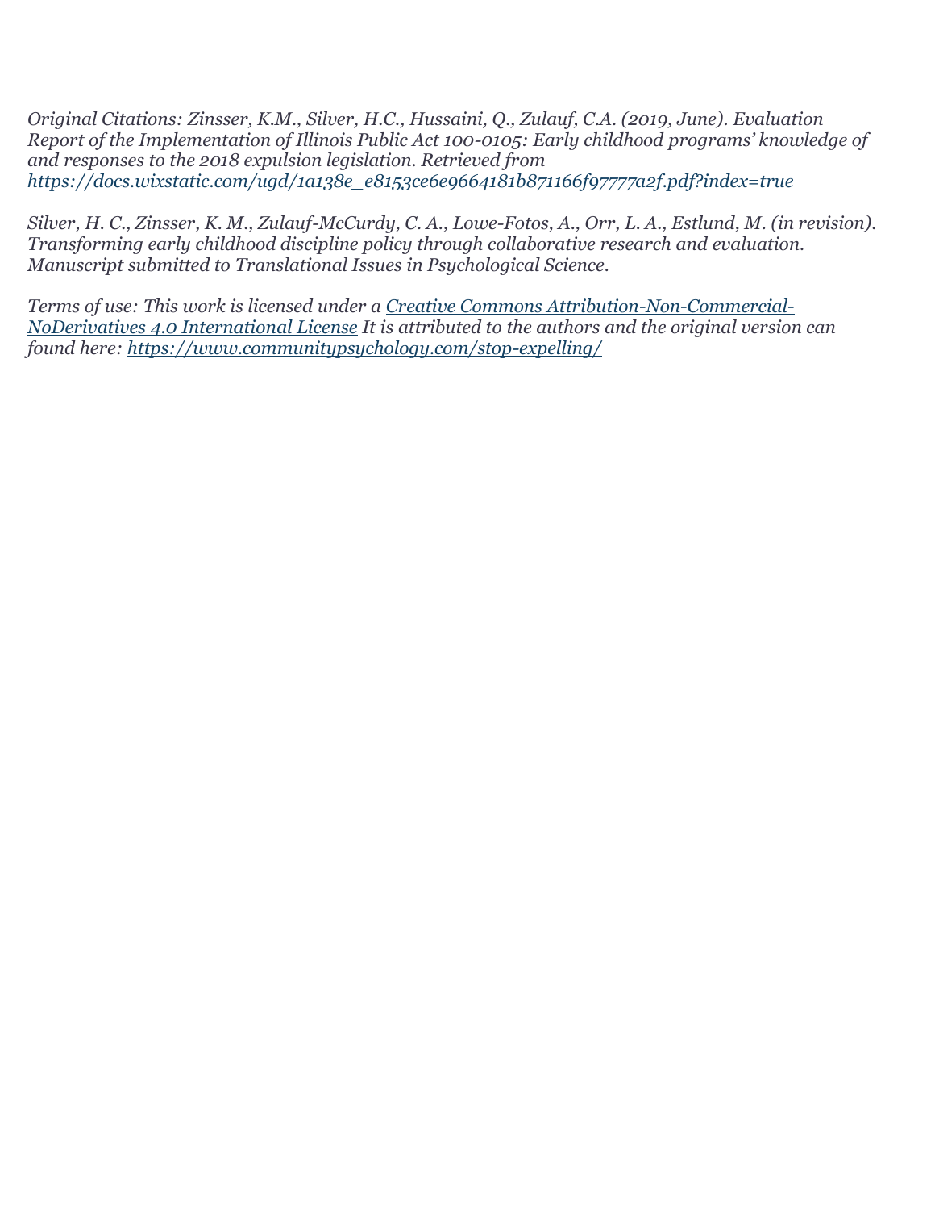*Original Citations: Zinsser, K.M., Silver, H.C., Hussaini, Q., Zulauf, C.A. (2019, June). Evaluation Report of the Implementation of Illinois Public Act 100-0105: Early childhood programs' knowledge of and responses to the 2018 expulsion legislation. Retrieved from [https://docs.wixstatic.com/ugd/1a138e_e8153ce6e9664181b871166f97777a2f.pdf?index=true](https://docs.wixstatic.com/ugd/1a138e_e8153ce6e9664181b871166f97777a2f.pdf?index=true)*

*Silver, H. C., Zinsser, K. M., Zulauf-McCurdy, C. A., Lowe-Fotos, A., Orr, L. A., Estlund, M. (in revision). Transforming early childhood discipline policy through collaborative research and evaluation. Manuscript submitted to Translational Issues in Psychological Science.*

*Terms of use: This work is licensed under a [Creative Commons Attribution-Non-Commercial-NoDerivatives 4.0 International License](https://creativecommons.org/licenses/by-nc-nd/4.0/) It is attributed to the authors and the original version can found here: [https://www.communitypsychology.com/stop-expelling/](https://www.communitypsychology.com/stop-expelling/)*